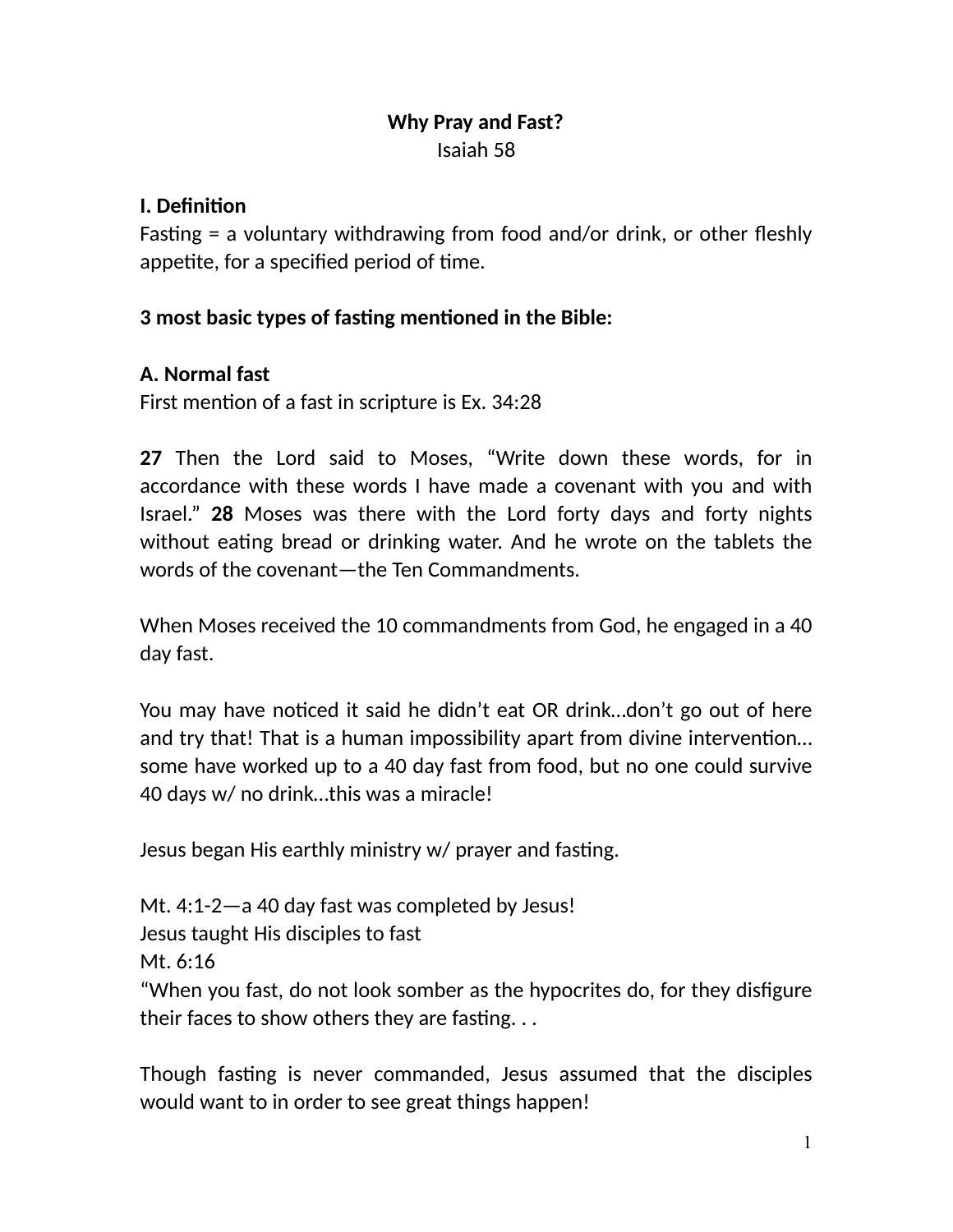**Why Pray and Fast?**

Isaiah 58

**I. Definition**

Fasting = a voluntary withdrawing from food and/or drink, or other fleshly appetite, for a specified period of time.

**3 most basic types of fasting mentioned in the Bible:**

**A. Normal fast**

First mention of a fast in scripture is Ex. 34:28

**27** Then the Lord said to Moses, "Write down these words, for in accordance with these words I have made a covenant with you and with Israel." **28** Moses was there with the Lord forty days and forty nights without eating bread or drinking water. And he wrote on the tablets the words of the covenant—the Ten Commandments.

When Moses received the 10 commandments from God, he engaged in a 40 day fast.

You may have noticed it said he didn't eat OR drink…don't go out of here and try that! That is a human impossibility apart from divine intervention…some have worked up to a 40 day fast from food, but no one could survive 40 days w/ no drink…this was a miracle!

Jesus began His earthly ministry w/ prayer and fasting.

Mt. 4:1-2—a 40 day fast was completed by Jesus!

Jesus taught His disciples to fast

Mt. 6:16

"When you fast, do not look somber as the hypocrites do, for they disfigure their faces to show others they are fasting. . .

Though fasting is never commanded, Jesus assumed that the disciples would want to in order to see great things happen!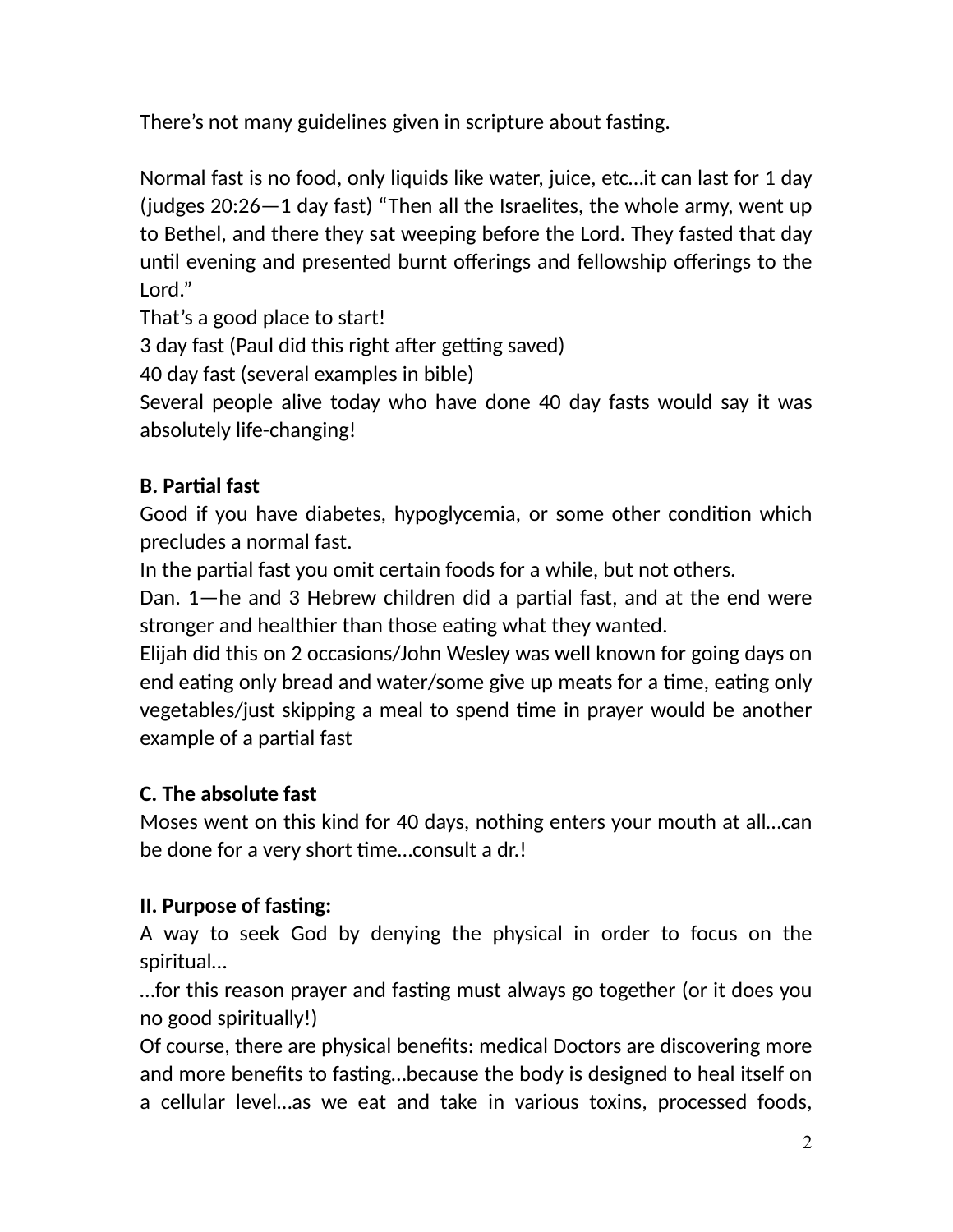There’s not many guidelines given in scripture about fasting.

Normal fast is no food, only liquids like water, juice, etc…it can last for 1 day (judges 20:26—1 day fast) “Then all the Israelites, the whole army, went up to Bethel, and there they sat weeping before the Lord. They fasted that day until evening and presented burnt offerings and fellowship offerings to the Lord.”
That’s a good place to start!
3 day fast (Paul did this right after getting saved)
40 day fast (several examples in bible)
Several people alive today who have done 40 day fasts would say it was absolutely life-changing!

**B. Partial fast**
Good if you have diabetes, hypoglycemia, or some other condition which precludes a normal fast.
In the partial fast you omit certain foods for a while, but not others.
Dan. 1—he and 3 Hebrew children did a partial fast, and at the end were stronger and healthier than those eating what they wanted.
Elijah did this on 2 occasions/John Wesley was well known for going days on end eating only bread and water/some give up meats for a time, eating only vegetables/just skipping a meal to spend time in prayer would be another example of a partial fast

**C. The absolute fast**
Moses went on this kind for 40 days, nothing enters your mouth at all…can be done for a very short time…consult a dr.!

**II. Purpose of fasting:**
A way to seek God by denying the physical in order to focus on the spiritual…
…for this reason prayer and fasting must always go together (or it does you no good spiritually!)
Of course, there are physical benefits: medical Doctors are discovering more and more benefits to fasting…because the body is designed to heal itself on a cellular level…as we eat and take in various toxins, processed foods,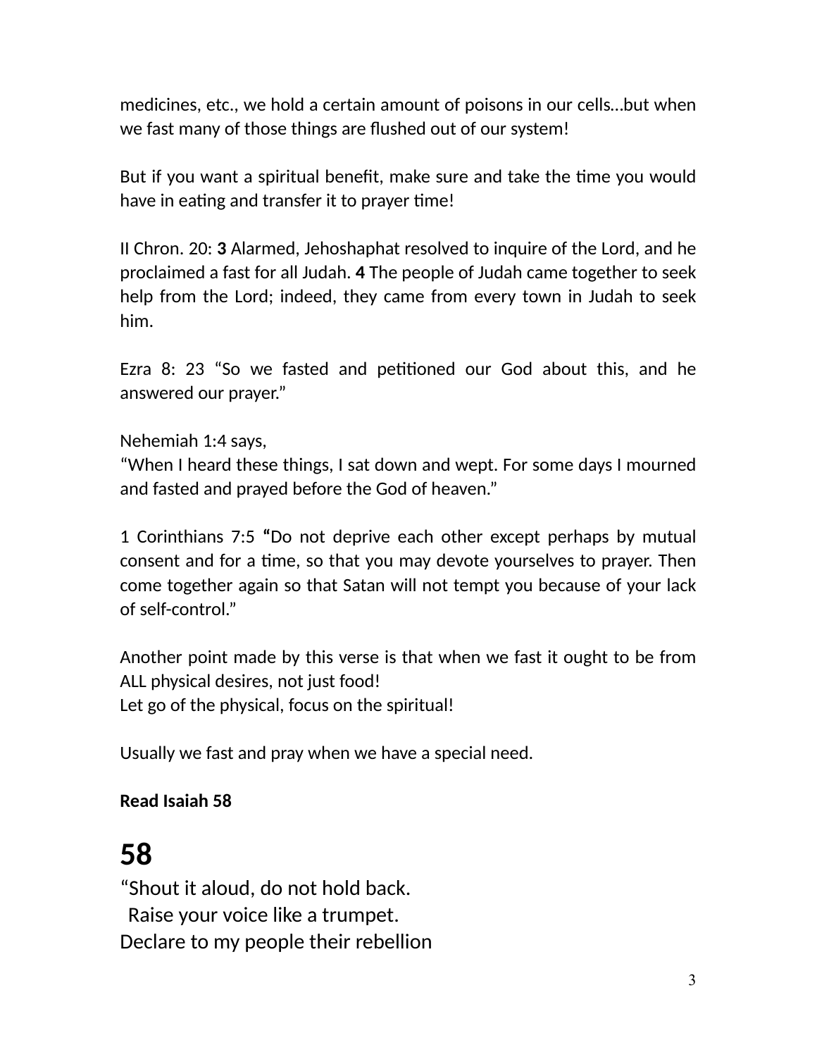medicines, etc., we hold a certain amount of poisons in our cells…but when we fast many of those things are flushed out of our system!

But if you want a spiritual benefit, make sure and take the time you would have in eating and transfer it to prayer time!

II Chron. 20: **3** Alarmed, Jehoshaphat resolved to inquire of the Lord, and he proclaimed a fast for all Judah. **4** The people of Judah came together to seek help from the Lord; indeed, they came from every town in Judah to seek him.

Ezra 8: 23 “So we fasted and petitioned our God about this, and he answered our prayer.”

Nehemiah 1:4 says,
“When I heard these things, I sat down and wept. For some days I mourned and fasted and prayed before the God of heaven.”

1 Corinthians 7:5 **“**Do not deprive each other except perhaps by mutual consent and for a time, so that you may devote yourselves to prayer. Then come together again so that Satan will not tempt you because of your lack of self-control.”

Another point made by this verse is that when we fast it ought to be from ALL physical desires, not just food!
Let go of the physical, focus on the spiritual!

Usually we fast and pray when we have a special need.

**Read Isaiah 58**

## 58

“Shout it aloud, do not hold back.
  Raise your voice like a trumpet.
Declare to my people their rebellion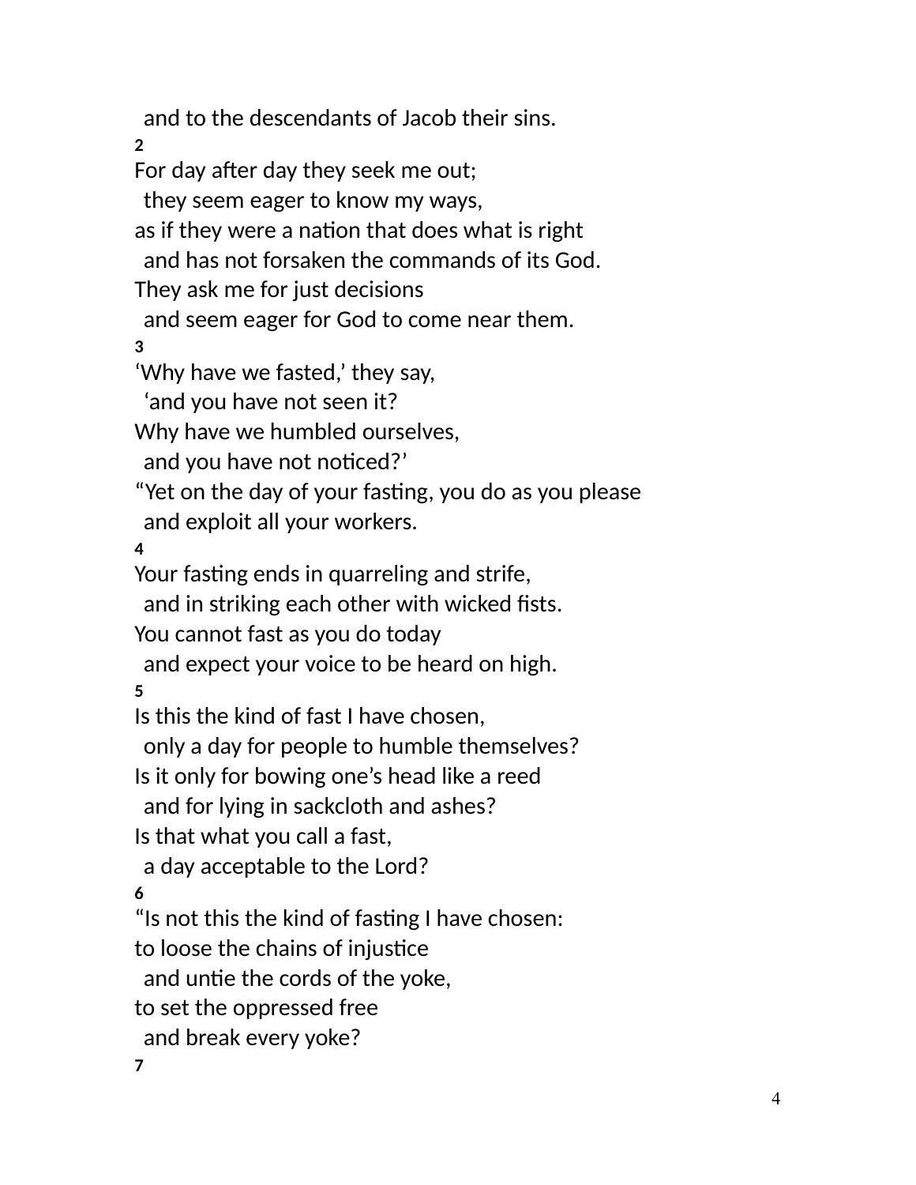and to the descendants of Jacob their sins.

**2**

For day after day they seek me out;
 they seem eager to know my ways,
as if they were a nation that does what is right
 and has not forsaken the commands of its God.
They ask me for just decisions
 and seem eager for God to come near them.

**3**

'Why have we fasted,' they say,
 'and you have not seen it?
Why have we humbled ourselves,
 and you have not noticed?'
"Yet on the day of your fasting, you do as you please
 and exploit all your workers.

**4**

Your fasting ends in quarreling and strife,
 and in striking each other with wicked fists.
You cannot fast as you do today
 and expect your voice to be heard on high.

**5**

Is this the kind of fast I have chosen,
 only a day for people to humble themselves?
Is it only for bowing one's head like a reed
 and for lying in sackcloth and ashes?
Is that what you call a fast,
 a day acceptable to the Lord?

**6**

"Is not this the kind of fasting I have chosen:
to loose the chains of injustice
 and untie the cords of the yoke,
to set the oppressed free
 and break every yoke?

**7**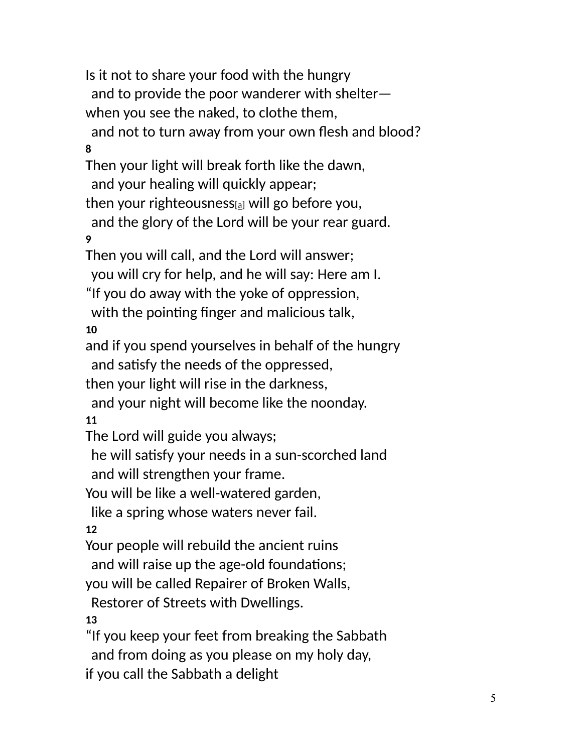Is it not to share your food with the hungry
 and to provide the poor wanderer with shelter—
when you see the naked, to clothe them,
 and not to turn away from your own flesh and blood?

**8**

Then your light will break forth like the dawn,
 and your healing will quickly appear;
then your righteousness[a] will go before you,
 and the glory of the Lord will be your rear guard.

**9**

Then you will call, and the Lord will answer;
 you will cry for help, and he will say: Here am I.
"If you do away with the yoke of oppression,
 with the pointing finger and malicious talk,

**10**

and if you spend yourselves in behalf of the hungry
 and satisfy the needs of the oppressed,
then your light will rise in the darkness,
 and your night will become like the noonday.

**11**

The Lord will guide you always;
 he will satisfy your needs in a sun-scorched land
 and will strengthen your frame.
You will be like a well-watered garden,
 like a spring whose waters never fail.

**12**

Your people will rebuild the ancient ruins
 and will raise up the age-old foundations;
you will be called Repairer of Broken Walls,
 Restorer of Streets with Dwellings.

**13**

"If you keep your feet from breaking the Sabbath
 and from doing as you please on my holy day,
if you call the Sabbath a delight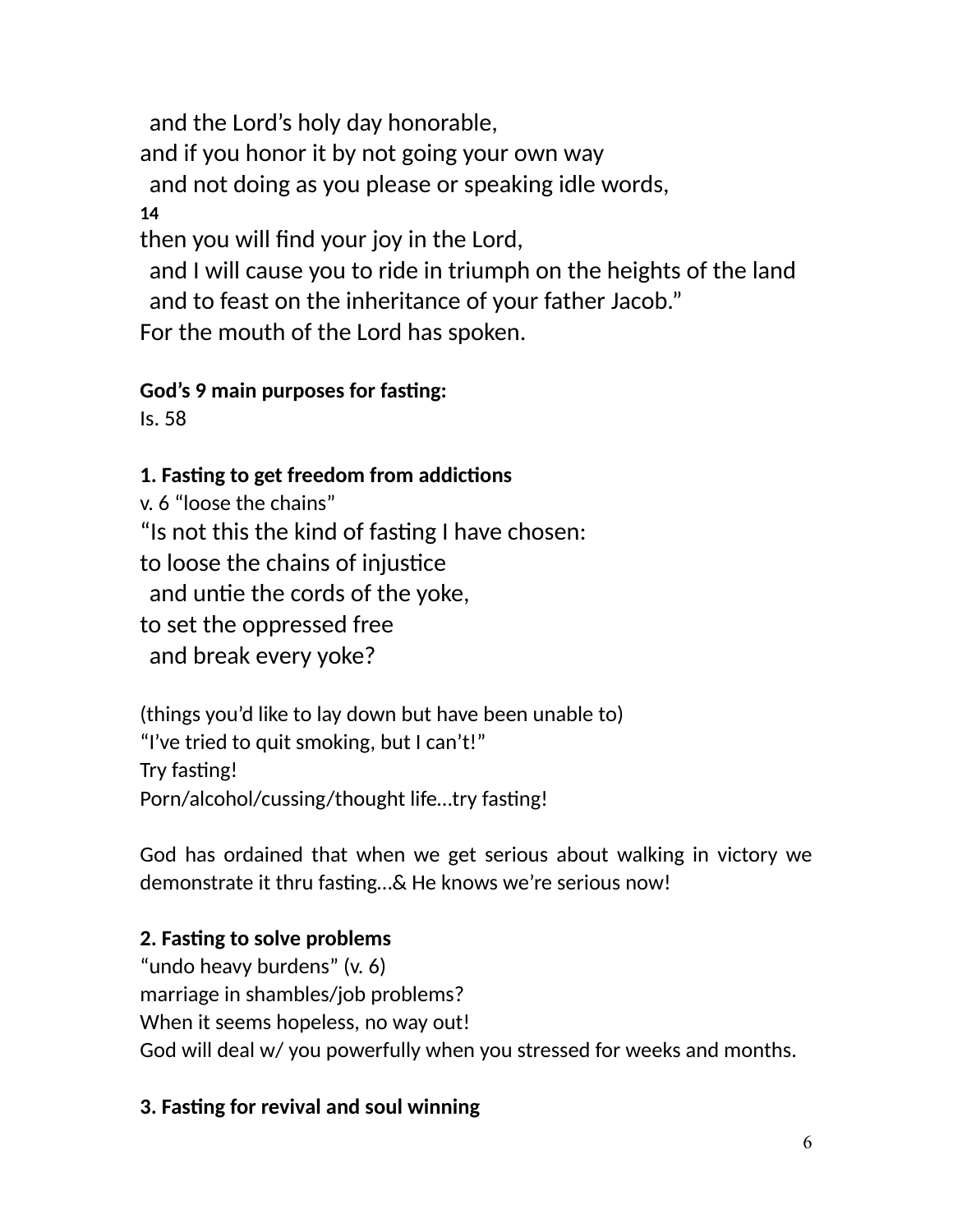and the Lord's holy day honorable,
and if you honor it by not going your own way
  and not doing as you please or speaking idle words,
**14**
then you will find your joy in the Lord,
  and I will cause you to ride in triumph on the heights of the land
  and to feast on the inheritance of your father Jacob."
For the mouth of the Lord has spoken.

**God's 9 main purposes for fasting:**
Is. 58

**1. Fasting to get freedom from addictions**
v. 6 "loose the chains"
"Is not this the kind of fasting I have chosen:
to loose the chains of injustice
  and untie the cords of the yoke,
to set the oppressed free
  and break every yoke?

(things you'd like to lay down but have been unable to)
"I've tried to quit smoking, but I can't!"
Try fasting!
Porn/alcohol/cussing/thought life…try fasting!

God has ordained that when we get serious about walking in victory we demonstrate it thru fasting…& He knows we're serious now!

**2. Fasting to solve problems**
"undo heavy burdens" (v. 6)
marriage in shambles/job problems?
When it seems hopeless, no way out!
God will deal w/ you powerfully when you stressed for weeks and months.

**3. Fasting for revival and soul winning**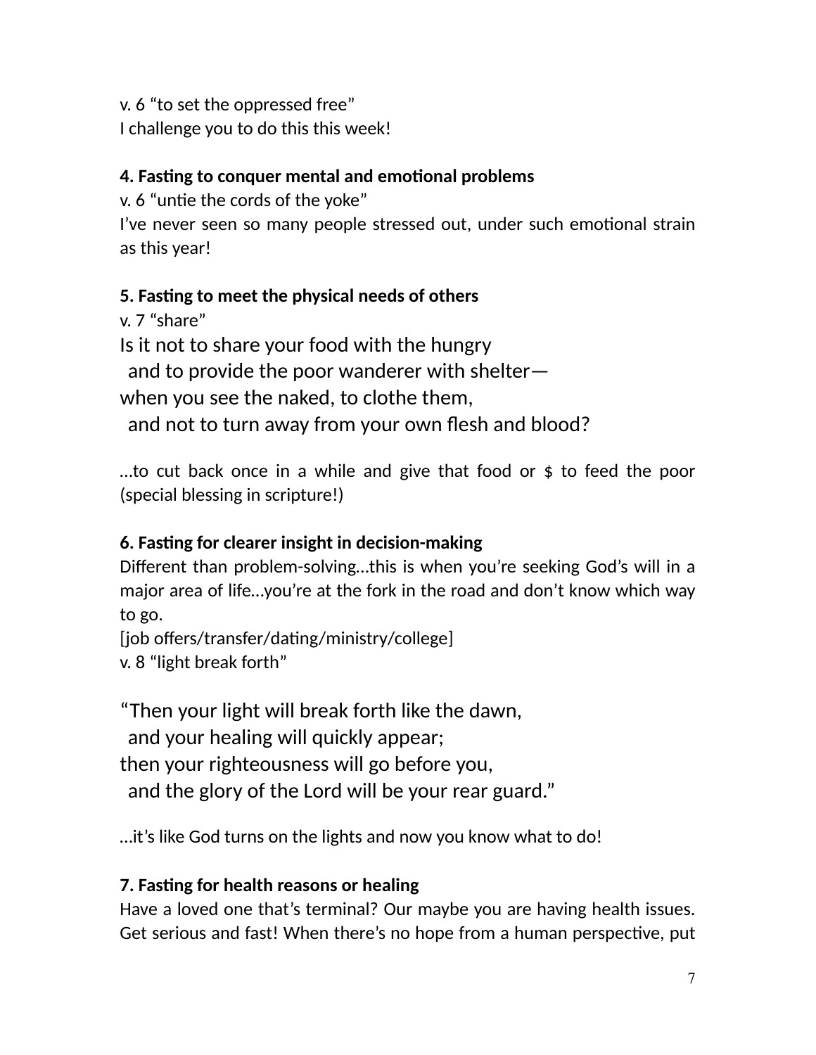v. 6 “to set the oppressed free”
I challenge you to do this this week!

**4. Fasting to conquer mental and emotional problems**
v. 6 “untie the cords of the yoke”
I’ve never seen so many people stressed out, under such emotional strain as this year!

**5. Fasting to meet the physical needs of others**
v. 7 “share”

Is it not to share your food with the hungry
  and to provide the poor wanderer with shelter—
when you see the naked, to clothe them,
  and not to turn away from your own flesh and blood?

…to cut back once in a while and give that food or $ to feed the poor (special blessing in scripture!)

**6. Fasting for clearer insight in decision-making**
Different than problem-solving…this is when you’re seeking God’s will in a major area of life…you’re at the fork in the road and don’t know which way to go.
[job offers/transfer/dating/ministry/college]
v. 8 “light break forth”

“Then your light will break forth like the dawn,
  and your healing will quickly appear;
then your righteousness will go before you,
  and the glory of the Lord will be your rear guard.”

…it’s like God turns on the lights and now you know what to do!

**7. Fasting for health reasons or healing**
Have a loved one that’s terminal? Our maybe you are having health issues. Get serious and fast! When there’s no hope from a human perspective, put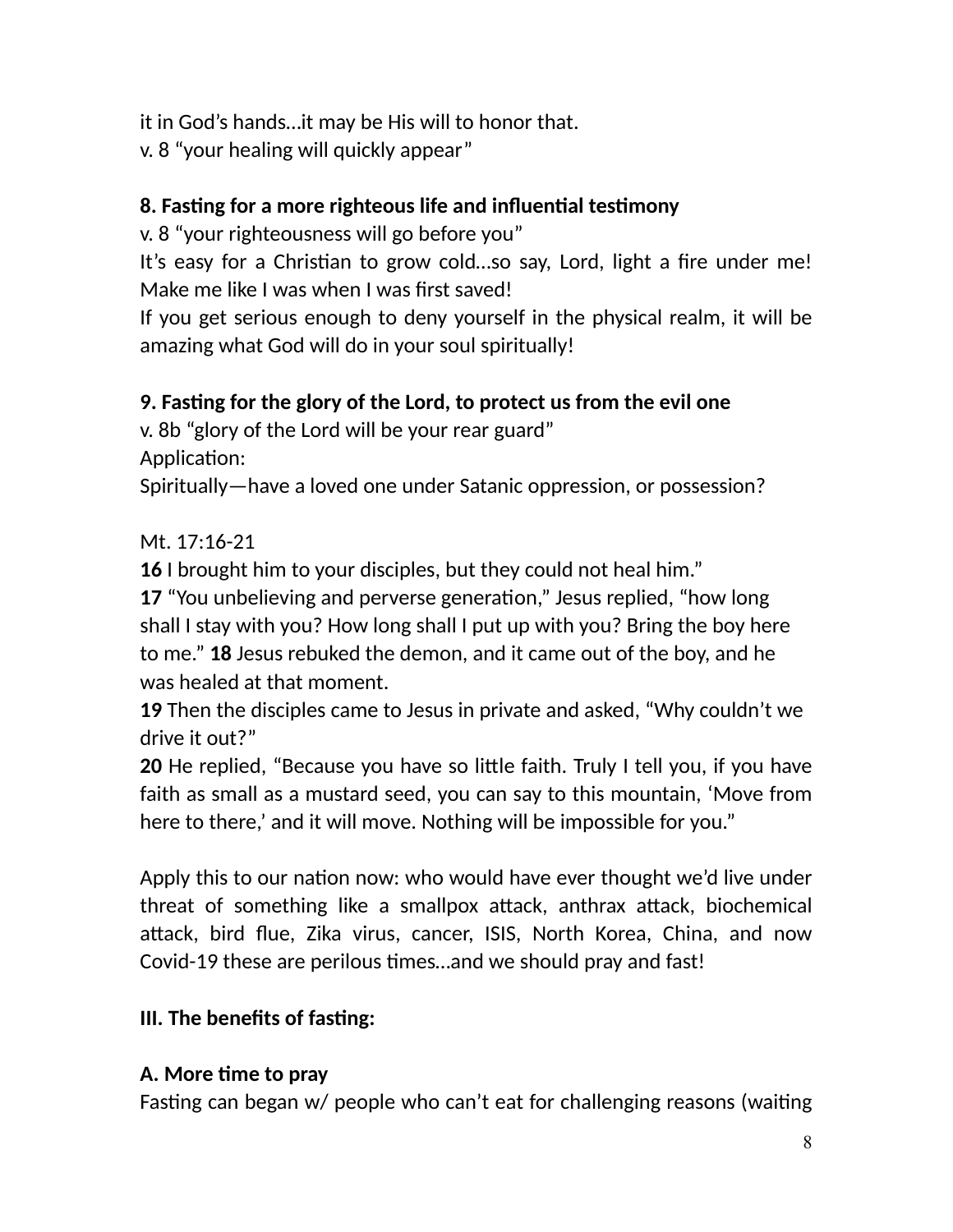it in God's hands…it may be His will to honor that.
v. 8 "your healing will quickly appear"

**8. Fasting for a more righteous life and influential testimony**
v. 8 "your righteousness will go before you"
It's easy for a Christian to grow cold…so say, Lord, light a fire under me! Make me like I was when I was first saved!
If you get serious enough to deny yourself in the physical realm, it will be amazing what God will do in your soul spiritually!

**9. Fasting for the glory of the Lord, to protect us from the evil one**
v. 8b "glory of the Lord will be your rear guard"
Application:
Spiritually—have a loved one under Satanic oppression, or possession?

Mt. 17:16-21
**16** I brought him to your disciples, but they could not heal him."
**17** "You unbelieving and perverse generation," Jesus replied, "how long shall I stay with you? How long shall I put up with you? Bring the boy here to me." **18** Jesus rebuked the demon, and it came out of the boy, and he was healed at that moment.
**19** Then the disciples came to Jesus in private and asked, "Why couldn't we drive it out?"
**20** He replied, "Because you have so little faith. Truly I tell you, if you have faith as small as a mustard seed, you can say to this mountain, 'Move from here to there,' and it will move. Nothing will be impossible for you."

Apply this to our nation now: who would have ever thought we'd live under threat of something like a smallpox attack, anthrax attack, biochemical attack, bird flue, Zika virus, cancer, ISIS, North Korea, China, and now Covid-19 these are perilous times…and we should pray and fast!

**III. The benefits of fasting:**

**A. More time to pray**
Fasting can began w/ people who can't eat for challenging reasons (waiting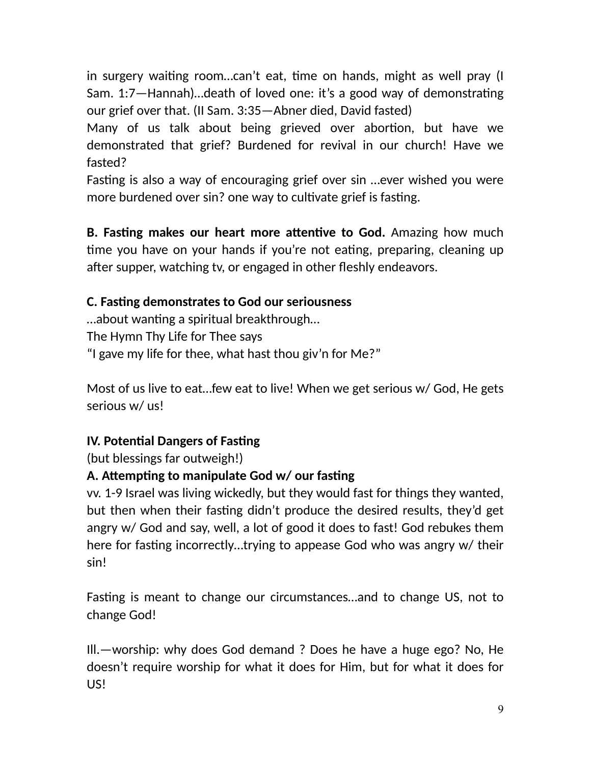in surgery waiting room…can't eat, time on hands, might as well pray (I Sam. 1:7—Hannah)…death of loved one: it's a good way of demonstrating our grief over that. (II Sam. 3:35—Abner died, David fasted)

Many of us talk about being grieved over abortion, but have we demonstrated that grief? Burdened for revival in our church! Have we fasted?

Fasting is also a way of encouraging grief over sin …ever wished you were more burdened over sin? one way to cultivate grief is fasting.

**B. Fasting makes our heart more attentive to God.** Amazing how much time you have on your hands if you're not eating, preparing, cleaning up after supper, watching tv, or engaged in other fleshly endeavors.

**C. Fasting demonstrates to God our seriousness**

…about wanting a spiritual breakthrough…

The Hymn Thy Life for Thee says

"I gave my life for thee, what hast thou giv'n for Me?"

Most of us live to eat…few eat to live! When we get serious w/ God, He gets serious w/ us!

**IV. Potential Dangers of Fasting**

(but blessings far outweigh!)

**A. Attempting to manipulate God w/ our fasting**

vv. 1-9 Israel was living wickedly, but they would fast for things they wanted, but then when their fasting didn't produce the desired results, they'd get angry w/ God and say, well, a lot of good it does to fast! God rebukes them here for fasting incorrectly…trying to appease God who was angry w/ their sin!

Fasting is meant to change our circumstances…and to change US, not to change God!

Ill.—worship: why does God demand ? Does he have a huge ego? No, He doesn't require worship for what it does for Him, but for what it does for US!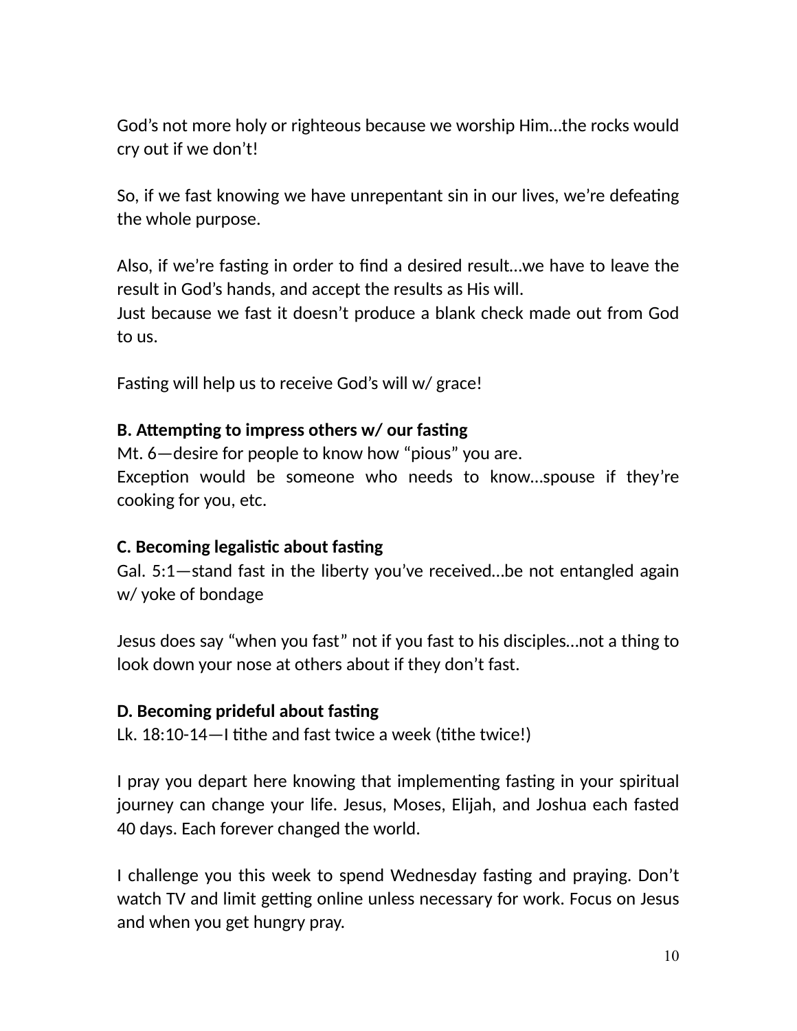God’s not more holy or righteous because we worship Him…the rocks would cry out if we don’t!

So, if we fast knowing we have unrepentant sin in our lives, we’re defeating the whole purpose.

Also, if we’re fasting in order to find a desired result…we have to leave the result in God’s hands, and accept the results as His will.
Just because we fast it doesn’t produce a blank check made out from God to us.

Fasting will help us to receive God’s will w/ grace!

**B. Attempting to impress others w/ our fasting**
Mt. 6—desire for people to know how “pious” you are.
Exception would be someone who needs to know…spouse if they’re cooking for you, etc.

**C. Becoming legalistic about fasting**
Gal. 5:1—stand fast in the liberty you’ve received…be not entangled again w/ yoke of bondage

Jesus does say “when you fast” not if you fast to his disciples…not a thing to look down your nose at others about if they don’t fast.

**D. Becoming prideful about fasting**
Lk. 18:10-14—I tithe and fast twice a week (tithe twice!)

I pray you depart here knowing that implementing fasting in your spiritual journey can change your life. Jesus, Moses, Elijah, and Joshua each fasted 40 days. Each forever changed the world.

I challenge you this week to spend Wednesday fasting and praying. Don’t watch TV and limit getting online unless necessary for work. Focus on Jesus and when you get hungry pray.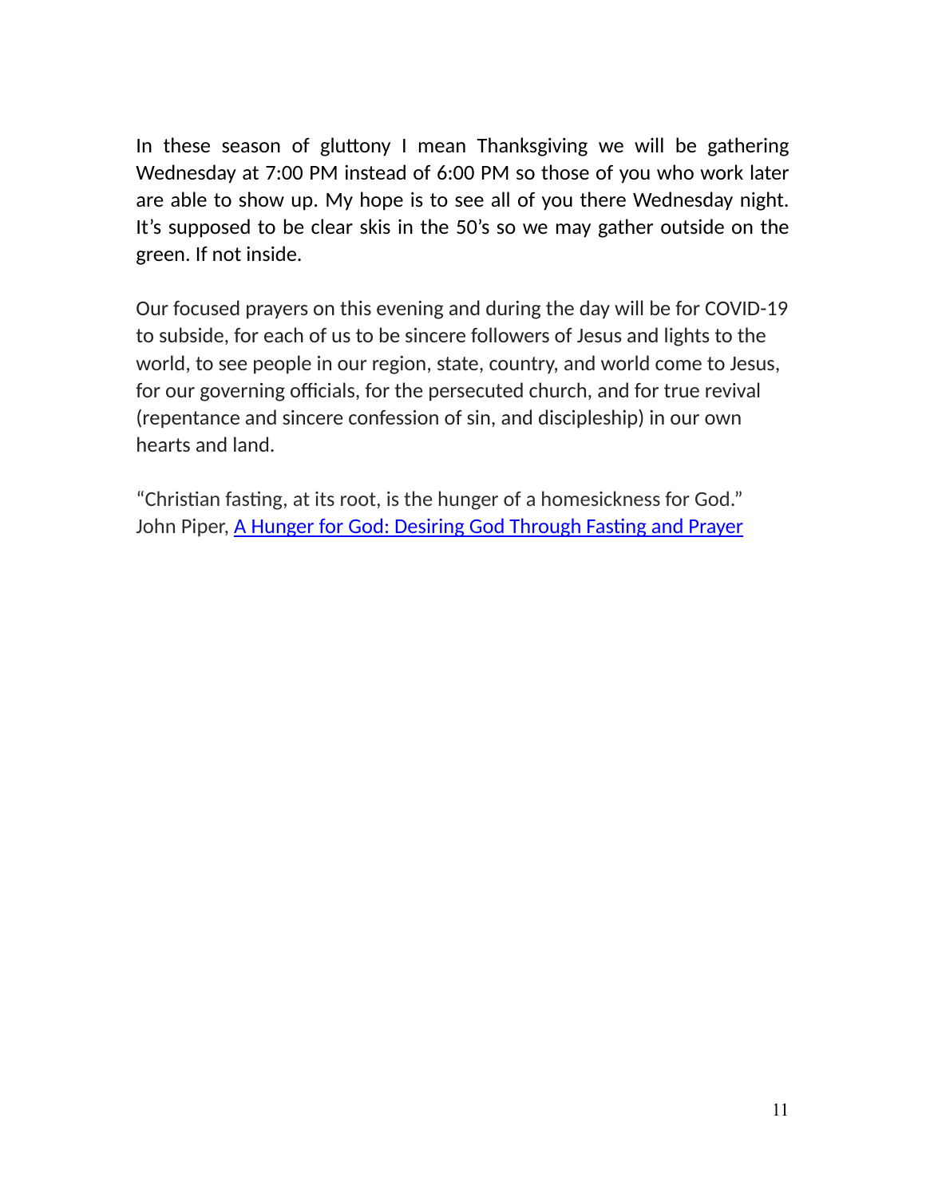In these season of gluttony I mean Thanksgiving we will be gathering Wednesday at 7:00 PM instead of 6:00 PM so those of you who work later are able to show up. My hope is to see all of you there Wednesday night. It's supposed to be clear skis in the 50's so we may gather outside on the green. If not inside.

Our focused prayers on this evening and during the day will be for COVID-19 to subside, for each of us to be sincere followers of Jesus and lights to the world, to see people in our region, state, country, and world come to Jesus, for our governing officials, for the persecuted church, and for true revival (repentance and sincere confession of sin, and discipleship) in our own hearts and land.

"Christian fasting, at its root, is the hunger of a homesickness for God."
John Piper, A Hunger for God: Desiring God Through Fasting and Prayer